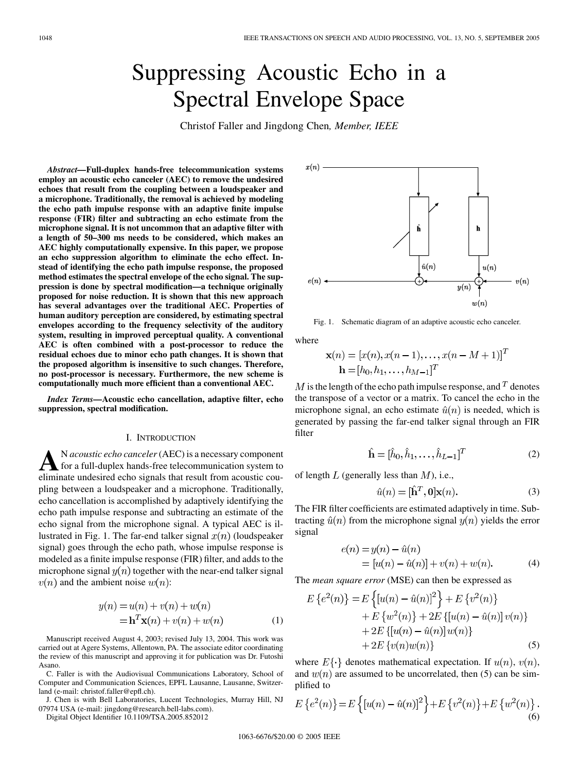# Suppressing Acoustic Echo in a Spectral Envelope Space

Christof Faller and Jingdong Chen, *Member, IEEE*

***Abstract*—Full-duplex hands-free telecommunication systems employ an acoustic echo canceler (AEC) to remove the undesired echoes that result from the coupling between a loudspeaker and a microphone. Traditionally, the removal is achieved by modeling the echo path impulse response with an adaptive finite impulse response (FIR) filter and subtracting an echo estimate from the microphone signal. It is not uncommon that an adaptive filter with a length of 50–300 ms needs to be considered, which makes an AEC highly computationally expensive. In this paper, we propose an echo suppression algorithm to eliminate the echo effect. Instead of identifying the echo path impulse response, the proposed method estimates the spectral envelope of the echo signal. The suppression is done by spectral modification—a technique originally proposed for noise reduction. It is shown that this new approach has several advantages over the traditional AEC. Properties of human auditory perception are considered, by estimating spectral envelopes according to the frequency selectivity of the auditory system, resulting in improved perceptual quality. A conventional AEC is often combined with a post-processor to reduce the residual echoes due to minor echo path changes. It is shown that the proposed algorithm is insensitive to such changes. Therefore, no post-processor is necessary. Furthermore, the new scheme is computationally much more efficient than a conventional AEC.**

***Index Terms*—Acoustic echo cancellation, adaptive filter, echo suppression, spectral modification.**

## I. Introduction

An *acoustic echo canceler* (AEC) is a necessary component for a full-duplex hands-free telecommunication system to eliminate undesired echo signals that result from acoustic coupling between a loudspeaker and a microphone. Traditionally, echo cancellation is accomplished by adaptively identifying the echo path impulse response and subtracting an estimate of the echo signal from the microphone signal. A typical AEC is illustrated in Fig. 1. The far-end talker signal $x(n)$ (loudspeaker signal) goes through the echo path, whose impulse response is modeled as a finite impulse response (FIR) filter, and adds to the microphone signal $y(n)$ together with the near-end talker signal $v(n)$ and the ambient noise $w(n)$:

$$
\begin{aligned}
y(n) &= u(n) + v(n) + w(n) \\
&= \mathbf{h}^T \mathbf{x}(n) + v(n) + w(n)
\end{aligned} \tag{1}
$$

Manuscript received August 4, 2003; revised July 13, 2004. This work was carried out at Agere Systems, Allentown, PA. The associate editor coordinating the review of this manuscript and approving it for publication was Dr. Futoshi Asano.

C. Faller is with the Audiovisual Communications Laboratory, School of Computer and Communication Sciences, EPFL Lausanne, Lausanne, Switzerland (e-mail: christof.faller@epfl.ch).

J. Chen is with Bell Laboratories, Lucent Technologies, Murray Hill, NJ 07974 USA (e-mail: jingdong@research.bell-labs.com).

Digital Object Identifier 10.1109/TSA.2005.852012

Fig. 1. Schematic diagram of an adaptive acoustic echo canceler.

where

$$
\begin{aligned}
\mathbf{x}(n) &= [x(n), x(n-1), \ldots, x(n-M+1)]^T \\
\mathbf{h} &= [h_0, h_1, \ldots, h_{M-1}]^T
\end{aligned}
$$

$M$ is the length of the echo path impulse response, and $^T$ denotes the transpose of a vector or a matrix. To cancel the echo in the microphone signal, an echo estimate $\hat{u}(n)$ is needed, which is generated by passing the far-end talker signal through an FIR filter

$$
\hat{\mathbf{h}} = [\hat{h}_0, \hat{h}_1, \ldots, \hat{h}_{L-1}]^T \tag{2}
$$

of length $L$ (generally less than $M$), i.e.,

$$
\hat{u}(n) = [\hat{\mathbf{h}}^T, \mathbf{0}]\mathbf{x}(n). \tag{3}
$$

The FIR filter coefficients are estimated adaptively in time. Subtracting $\hat{u}(n)$ from the microphone signal $y(n)$ yields the error signal

$$
\begin{aligned}
e(n) &= y(n) - \hat{u}(n) \\
&= [u(n) - \hat{u}(n)] + v(n) + w(n).
\end{aligned} \tag{4}
$$

The *mean square error* (MSE) can then be expressed as

$$
\begin{aligned}
E\left\{e^2(n)\right\} = {} & E\left\{[u(n) - \hat{u}(n)]^2\right\} + E\left\{v^2(n)\right\} \\
& + E\left\{w^2(n)\right\} + 2E\left\{[u(n) - \hat{u}(n)]\, v(n)\right\} \\
& + 2E\left\{[u(n) - \hat{u}(n)]\, w(n)\right\} \\
& + 2E\left\{v(n)w(n)\right\}
\end{aligned} \tag{5}
$$

where $E\{\cdot\}$ denotes mathematical expectation. If $u(n)$, $v(n)$, and $w(n)$ are assumed to be uncorrelated, then (5) can be simplified to

$$
E\left\{e^2(n)\right\} = E\left\{[u(n) - \hat{u}(n)]^2\right\} + E\left\{v^2(n)\right\} + E\left\{w^2(n)\right\}. \tag{6}
$$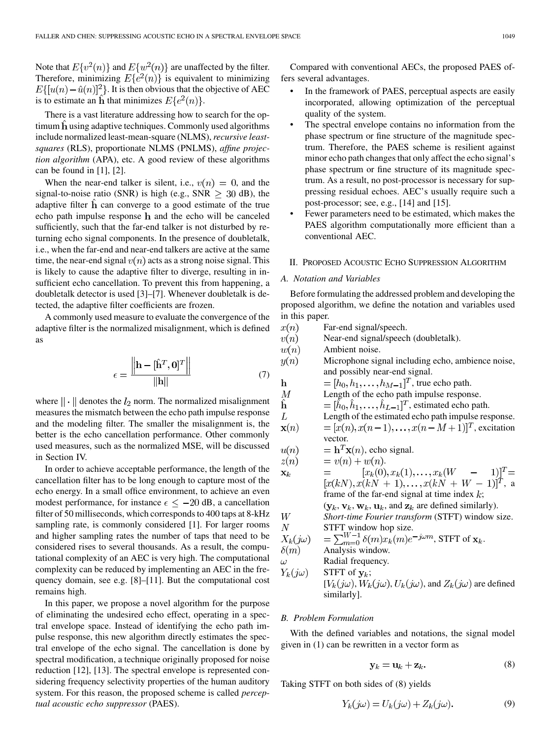Note that $E\{v^2(n)\}$ and $E\{w^2(n)\}$ are unaffected by the filter. Therefore, minimizing $E\{e^2(n)\}$ is equivalent to minimizing $E\{[u(n) - \hat{u}(n)]^2\}$. It is then obvious that the objective of AEC is to estimate an $\hat{\mathbf{h}}$ that minimizes $E\{e^2(n)\}$.

There is a vast literature addressing how to search for the optimum $\hat{\mathbf{h}}$ using adaptive techniques. Commonly used algorithms include normalized least-mean-square (NLMS), *recursive least-squares* (RLS), proportionate NLMS (PNLMS), *affine projection algorithm* (APA), etc. A good review of these algorithms can be found in [1], [2].

When the near-end talker is silent, i.e., $v(n) = 0$, and the signal-to-noise ratio (SNR) is high (e.g., SNR $\geq 30$ dB), the adaptive filter $\hat{\mathbf{h}}$ can converge to a good estimate of the true echo path impulse response $\mathbf{h}$ and the echo will be canceled sufficiently, such that the far-end talker is not disturbed by returning echo signal components. In the presence of doubletalk, i.e., when the far-end and near-end talkers are active at the same time, the near-end signal $v(n)$ acts as a strong noise signal. This is likely to cause the adaptive filter to diverge, resulting in insufficient echo cancellation. To prevent this from happening, a doubletalk detector is used [3]–[7]. Whenever doubletalk is detected, the adaptive filter coefficients are frozen.

A commonly used measure to evaluate the convergence of the adaptive filter is the normalized misalignment, which is defined as

$$\epsilon = \frac{\left\| \mathbf{h} - [\hat{\mathbf{h}}^T, \mathbf{0}]^T \right\|}{\|\mathbf{h}\|} \tag{7}$$

where $\|\cdot\|$ denotes the $l_2$ norm. The normalized misalignment measures the mismatch between the echo path impulse response and the modeling filter. The smaller the misalignment is, the better is the echo cancellation performance. Other commonly used measures, such as the normalized MSE, will be discussed in Section IV.

In order to achieve acceptable performance, the length of the cancellation filter has to be long enough to capture most of the echo energy. In a small office environment, to achieve an even modest performance, for instance $\epsilon \leq -20$ dB, a cancellation filter of 50 milliseconds, which corresponds to 400 taps at 8-kHz sampling rate, is commonly considered [1]. For larger rooms and higher sampling rates the number of taps that need to be considered rises to several thousands. As a result, the computational complexity of an AEC is very high. The computational complexity can be reduced by implementing an AEC in the frequency domain, see e.g. [8]–[11]. But the computational cost remains high.

In this paper, we propose a novel algorithm for the purpose of eliminating the undesired echo effect, operating in a spectral envelope space. Instead of identifying the echo path impulse response, this new algorithm directly estimates the spectral envelope of the echo signal. The cancellation is done by spectral modification, a technique originally proposed for noise reduction [12], [13]. The spectral envelope is represented considering frequency selectivity properties of the human auditory system. For this reason, the proposed scheme is called *perceptual acoustic echo suppressor* (PAES).

Compared with conventional AECs, the proposed PAES offers several advantages.

- In the framework of PAES, perceptual aspects are easily incorporated, allowing optimization of the perceptual quality of the system.
- The spectral envelope contains no information from the phase spectrum or fine structure of the magnitude spectrum. Therefore, the PAES scheme is resilient against minor echo path changes that only affect the echo signal's phase spectrum or fine structure of its magnitude spectrum. As a result, no post-processor is necessary for suppressing residual echoes. AEC's usually require such a post-processor; see, e.g., [14] and [15].
- Fewer parameters need to be estimated, which makes the PAES algorithm computationally more efficient than a conventional AEC.

## II. Proposed Acoustic Echo Suppression Algorithm

### A. Notation and Variables

Before formulating the addressed problem and developing the proposed algorithm, we define the notation and variables used in this paper.

| | |
|---|---|
| $x(n)$ | Far-end signal/speech. |
| $v(n)$ | Near-end signal/speech (doubletalk). |
| $w(n)$ | Ambient noise. |
| $y(n)$ | Microphone signal including echo, ambience noise, and possibly near-end signal. |
| $\mathbf{h}$ | $= [h_0, h_1, \ldots, h_{M-1}]^T$, true echo path. |
| $M$ | Length of the echo path impulse response. |
| $\hat{\mathbf{h}}$ | $= [\hat{h}_0, \hat{h}_1, \ldots, \hat{h}_{L-1}]^T$, estimated echo path. |
| $L$ | Length of the estimated echo path impulse response. |
| $\mathbf{x}(n)$ | $= [x(n), x(n-1), \ldots, x(n-M+1)]^T$, excitation vector. |
| $u(n)$ | $= \mathbf{h}^T\mathbf{x}(n)$, echo signal. |
| $z(n)$ | $= v(n) + w(n)$. |
| $\mathbf{x}_k$ | $= [x_k(0), x_k(1), \ldots, x_k(W-1)]^T = [x(kN), x(kN+1), \ldots, x(kN+W-1)]^T$, a frame of the far-end signal at time index $k$; ($\mathbf{y}_k$, $\mathbf{v}_k$, $\mathbf{w}_k$, $\mathbf{u}_k$, and $\mathbf{z}_k$ are defined similarly). |
| $W$ | *Short-time Fourier transform* (STFT) window size. |
| $N$ | STFT window hop size. |
| $X_k(j\omega)$ | $= \sum_{m=0}^{W-1} \delta(m) x_k(m) e^{-j\omega m}$, STFT of $\mathbf{x}_k$. |
| $\delta(m)$ | Analysis window. |
| $\omega$ | Radial frequency. |
| $Y_k(j\omega)$ | STFT of $\mathbf{y}_k$; [$V_k(j\omega)$, $W_k(j\omega)$, $U_k(j\omega)$, and $Z_k(j\omega)$ are defined similarly]. |

### B. Problem Formulation

With the defined variables and notations, the signal model given in (1) can be rewritten in a vector form as

$$\mathbf{y}_k = \mathbf{u}_k + \mathbf{z}_k. \tag{8}$$

Taking STFT on both sides of (8) yields

$$Y_k(j\omega) = U_k(j\omega) + Z_k(j\omega). \tag{9}$$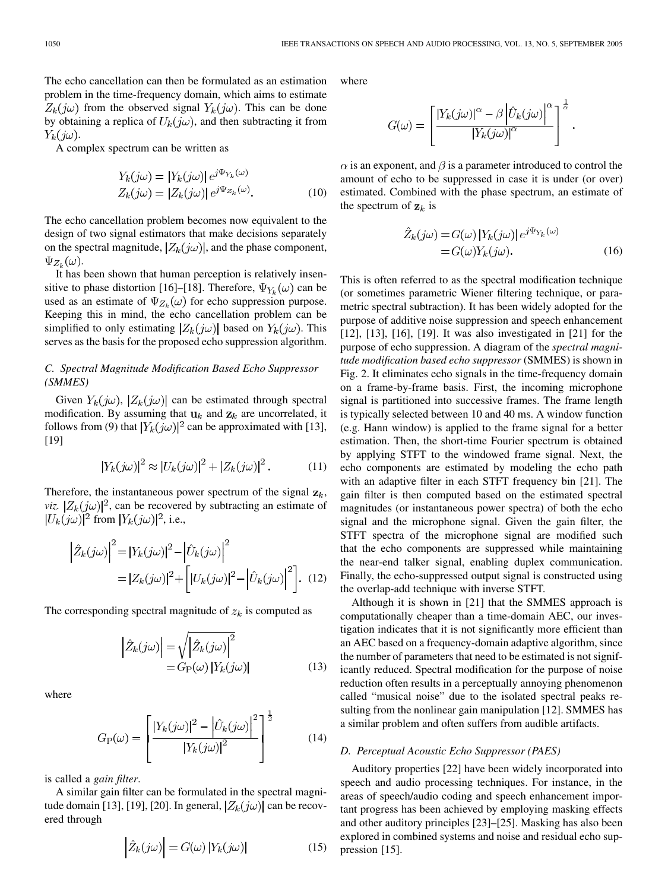The echo cancellation can then be formulated as an estimation problem in the time-frequency domain, which aims to estimate $Z_k(j\omega)$ from the observed signal $Y_k(j\omega)$. This can be done by obtaining a replica of $U_k(j\omega)$, and then subtracting it from $Y_k(j\omega)$.

A complex spectrum can be written as

$$
\begin{aligned}
Y_k(j\omega) &= |Y_k(j\omega)|\, e^{j\Psi_{Y_k}(\omega)} \\
Z_k(j\omega) &= |Z_k(j\omega)|\, e^{j\Psi_{Z_k}(\omega)}.
\end{aligned} \tag{10}
$$

The echo cancellation problem becomes now equivalent to the design of two signal estimators that make decisions separately on the spectral magnitude, $|Z_k(j\omega)|$, and the phase component, $\Psi_{Z_k}(\omega)$.

It has been shown that human perception is relatively insensitive to phase distortion [16]–[18]. Therefore, $\Psi_{Y_k}(\omega)$ can be used as an estimate of $\Psi_{Z_k}(\omega)$ for echo suppression purpose. Keeping this in mind, the echo cancellation problem can be simplified to only estimating $|Z_k(j\omega)|$ based on $Y_k(j\omega)$. This serves as the basis for the proposed echo suppression algorithm.

### C. Spectral Magnitude Modification Based Echo Suppressor (SMMES)

Given $Y_k(j\omega)$, $|Z_k(j\omega)|$ can be estimated through spectral modification. By assuming that $\mathbf{u}_k$ and $\mathbf{z}_k$ are uncorrelated, it follows from (9) that $|Y_k(j\omega)|^2$ can be approximated with [13], [19]

$$
|Y_k(j\omega)|^2 \approx |U_k(j\omega)|^2 + |Z_k(j\omega)|^2. \tag{11}
$$

Therefore, the instantaneous power spectrum of the signal $\mathbf{z}_k$, *viz.* $|Z_k(j\omega)|^2$, can be recovered by subtracting an estimate of $|U_k(j\omega)|^2$ from $|Y_k(j\omega)|^2$, i.e.,

$$
\begin{aligned}
\left|\hat{Z}_k(j\omega)\right|^2 &= |Y_k(j\omega)|^2 - \left|\hat{U}_k(j\omega)\right|^2 \\
&= |Z_k(j\omega)|^2 + \left[|U_k(j\omega)|^2 - \left|\hat{U}_k(j\omega)\right|^2\right].
\end{aligned} \tag{12}
$$

The corresponding spectral magnitude of $z_k$ is computed as

$$
\begin{aligned}
\left|\hat{Z}_k(j\omega)\right| &= \sqrt{\left|\hat{Z}_k(j\omega)\right|^2} \\
&= G_{\mathrm{P}}(\omega)\,|Y_k(j\omega)|
\end{aligned} \tag{13}
$$

where

$$
G_{\mathrm{P}}(\omega) = \left[\frac{|Y_k(j\omega)|^2 - \left|\hat{U}_k(j\omega)\right|^2}{|Y_k(j\omega)|^2}\right]^{\frac{1}{2}} \tag{14}
$$

is called a *gain filter*.

A similar gain filter can be formulated in the spectral magnitude domain [13], [19], [20]. In general, $|Z_k(j\omega)|$ can be recovered through

$$
\left|\hat{Z}_k(j\omega)\right| = G(\omega)\,|Y_k(j\omega)| \tag{15}
$$

where

$$
G(\omega) = \left[\frac{|Y_k(j\omega)|^\alpha - \beta\left|\hat{U}_k(j\omega)\right|^\alpha}{|Y_k(j\omega)|^\alpha}\right]^{\frac{1}{\alpha}}.
$$

$\alpha$ is an exponent, and $\beta$ is a parameter introduced to control the amount of echo to be suppressed in case it is under (or over) estimated. Combined with the phase spectrum, an estimate of the spectrum of $\mathbf{z}_k$ is

$$
\begin{aligned}
\hat{Z}_k(j\omega) &= G(\omega)\,|Y_k(j\omega)|\, e^{j\Psi_{Y_k}(\omega)} \\
&= G(\omega) Y_k(j\omega).
\end{aligned} \tag{16}
$$

This is often referred to as the spectral modification technique (or sometimes parametric Wiener filtering technique, or parametric spectral subtraction). It has been widely adopted for the purpose of additive noise suppression and speech enhancement [12], [13], [16], [19]. It was also investigated in [21] for the purpose of echo suppression. A diagram of the *spectral magnitude modification based echo suppressor* (SMMES) is shown in Fig. 2. It eliminates echo signals in the time-frequency domain on a frame-by-frame basis. First, the incoming microphone signal is partitioned into successive frames. The frame length is typically selected between 10 and 40 ms. A window function (e.g. Hann window) is applied to the frame signal for a better estimation. Then, the short-time Fourier spectrum is obtained by applying STFT to the windowed frame signal. Next, the echo components are estimated by modeling the echo path with an adaptive filter in each STFT frequency bin [21]. The gain filter is then computed based on the estimated spectral magnitudes (or instantaneous power spectra) of both the echo signal and the microphone signal. Given the gain filter, the STFT spectra of the microphone signal are modified such that the echo components are suppressed while maintaining the near-end talker signal, enabling duplex communication. Finally, the echo-suppressed output signal is constructed using the overlap-add technique with inverse STFT.

Although it is shown in [21] that the SMMES approach is computationally cheaper than a time-domain AEC, our investigation indicates that it is not significantly more efficient than an AEC based on a frequency-domain adaptive algorithm, since the number of parameters that need to be estimated is not significantly reduced. Spectral modification for the purpose of noise reduction often results in a perceptually annoying phenomenon called "musical noise" due to the isolated spectral peaks resulting from the nonlinear gain manipulation [12]. SMMES has a similar problem and often suffers from audible artifacts.

### D. Perceptual Acoustic Echo Suppressor (PAES)

Auditory properties [22] have been widely incorporated into speech and audio processing techniques. For instance, in the areas of speech/audio coding and speech enhancement important progress has been achieved by employing masking effects and other auditory principles [23]–[25]. Masking has also been explored in combined systems and noise and residual echo suppression [15].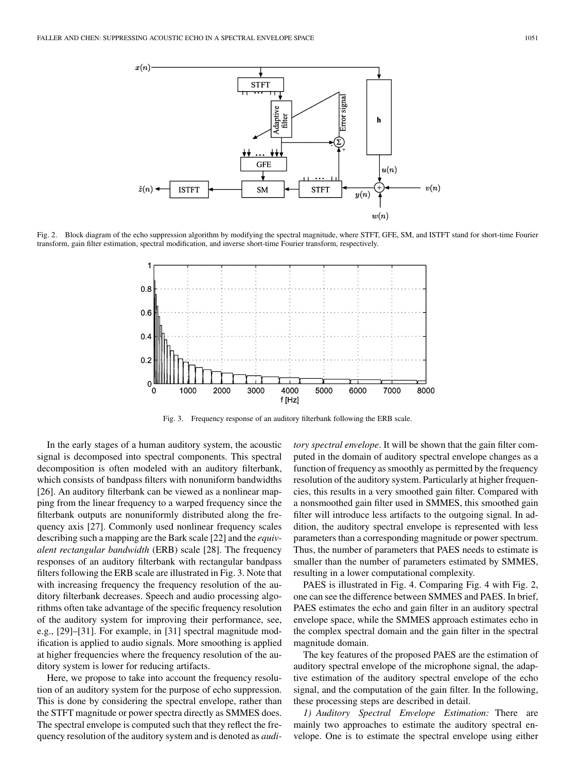Fig. 2. Block diagram of the echo suppression algorithm by modifying the spectral magnitude, where STFT, GFE, SM, and ISTFT stand for short-time Fourier transform, gain filter estimation, spectral modification, and inverse short-time Fourier transform, respectively.

Fig. 3. Frequency response of an auditory filterbank following the ERB scale.

In the early stages of a human auditory system, the acoustic signal is decomposed into spectral components. This spectral decomposition is often modeled with an auditory filterbank, which consists of bandpass filters with nonuniform bandwidths [26]. An auditory filterbank can be viewed as a nonlinear mapping from the linear frequency to a warped frequency since the filterbank outputs are nonuniformly distributed along the frequency axis [27]. Commonly used nonlinear frequency scales describing such a mapping are the Bark scale [22] and the *equivalent rectangular bandwidth* (ERB) scale [28]. The frequency responses of an auditory filterbank with rectangular bandpass filters following the ERB scale are illustrated in Fig. 3. Note that with increasing frequency the frequency resolution of the auditory filterbank decreases. Speech and audio processing algorithms often take advantage of the specific frequency resolution of the auditory system for improving their performance, see, e.g., [29]–[31]. For example, in [31] spectral magnitude modification is applied to audio signals. More smoothing is applied at higher frequencies where the frequency resolution of the auditory system is lower for reducing artifacts.

Here, we propose to take into account the frequency resolution of an auditory system for the purpose of echo suppression. This is done by considering the spectral envelope, rather than the STFT magnitude or power spectra directly as SMMES does. The spectral envelope is computed such that they reflect the frequency resolution of the auditory system and is denoted as *auditory spectral envelope*. It will be shown that the gain filter computed in the domain of auditory spectral envelope changes as a function of frequency as smoothly as permitted by the frequency resolution of the auditory system. Particularly at higher frequencies, this results in a very smoothed gain filter. Compared with a nonsmoothed gain filter used in SMMES, this smoothed gain filter will introduce less artifacts to the outgoing signal. In addition, the auditory spectral envelope is represented with less parameters than a corresponding magnitude or power spectrum. Thus, the number of parameters that PAES needs to estimate is smaller than the number of parameters estimated by SMMES, resulting in a lower computational complexity.

PAES is illustrated in Fig. 4. Comparing Fig. 4 with Fig. 2, one can see the difference between SMMES and PAES. In brief, PAES estimates the echo and gain filter in an auditory spectral envelope space, while the SMMES approach estimates echo in the complex spectral domain and the gain filter in the spectral magnitude domain.

The key features of the proposed PAES are the estimation of auditory spectral envelope of the microphone signal, the adaptive estimation of the auditory spectral envelope of the echo signal, and the computation of the gain filter. In the following, these processing steps are described in detail.

*1) Auditory Spectral Envelope Estimation:* There are mainly two approaches to estimate the auditory spectral envelope. One is to estimate the spectral envelope using either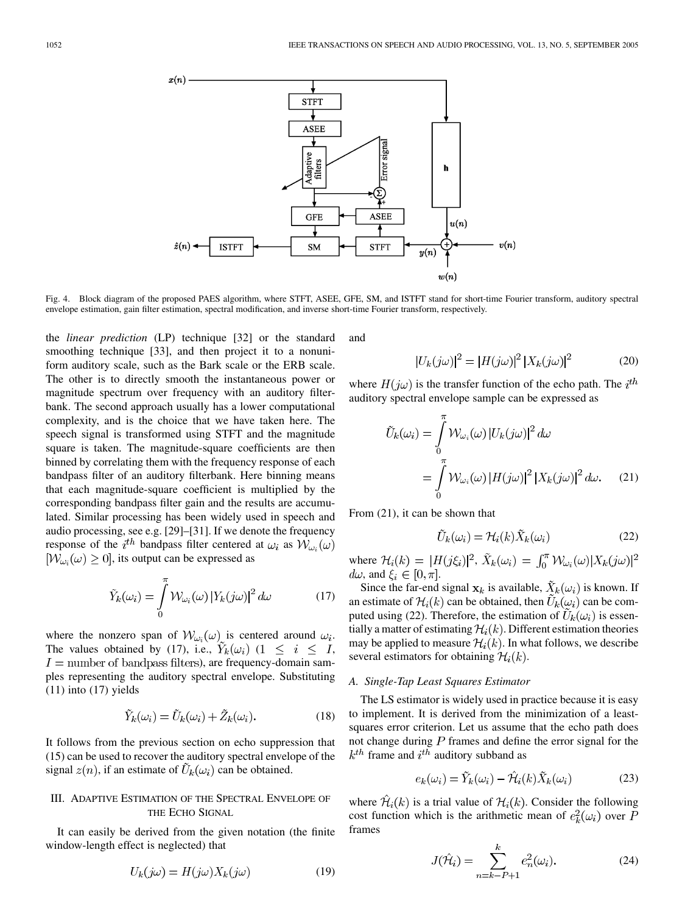Fig. 4. Block diagram of the proposed PAES algorithm, where STFT, ASEE, GFE, SM, and ISTFT stand for short-time Fourier transform, auditory spectral envelope estimation, gain filter estimation, spectral modification, and inverse short-time Fourier transform, respectively.

the *linear prediction* (LP) technique [32] or the standard smoothing technique [33], and then project it to a nonuniform auditory scale, such as the Bark scale or the ERB scale. The other is to directly smooth the instantaneous power or magnitude spectrum over frequency with an auditory filterbank. The second approach usually has a lower computational complexity, and is the choice that we have taken here. The speech signal is transformed using STFT and the magnitude square is taken. The magnitude-square coefficients are then binned by correlating them with the frequency response of each bandpass filter of an auditory filterbank. Here binning means that each magnitude-square coefficient is multiplied by the corresponding bandpass filter gain and the results are accumulated. Similar processing has been widely used in speech and audio processing, see e.g. [29]–[31]. If we denote the frequency response of the $i^{th}$ bandpass filter centered at $\omega_i$ as $\mathcal{W}_{\omega_i}(\omega)$ $[\mathcal{W}_{\omega_i}(\omega) \geq 0]$, its output can be expressed as

$$\tilde{Y}_k(\omega_i) = \int_0^{\pi} \mathcal{W}_{\omega_i}(\omega) \left|Y_k(j\omega)\right|^2 d\omega \tag{17}$$

where the nonzero span of $\mathcal{W}_{\omega_i}(\omega)$ is centered around $\omega_i$. The values obtained by (17), i.e., $\tilde{Y}_k(\omega_i)$ ($1 \leq i \leq I$, $I = \text{number of bandpass filters}$), are frequency-domain samples representing the auditory spectral envelope. Substituting (11) into (17) yields

$$\tilde{Y}_k(\omega_i) = \tilde{U}_k(\omega_i) + \tilde{Z}_k(\omega_i). \tag{18}$$

It follows from the previous section on echo suppression that (15) can be used to recover the auditory spectral envelope of the signal $z(n)$, if an estimate of $\tilde{U}_k(\omega_i)$ can be obtained.

## III. Adaptive Estimation of the Spectral Envelope of the Echo Signal

It can easily be derived from the given notation (the finite window-length effect is neglected) that

$$U_k(j\omega) = H(j\omega) X_k(j\omega) \tag{19}$$

and

$$\left|U_k(j\omega)\right|^2 = \left|H(j\omega)\right|^2 \left|X_k(j\omega)\right|^2 \tag{20}$$

where $H(j\omega)$ is the transfer function of the echo path. The $i^{th}$ auditory spectral envelope sample can be expressed as

$$\begin{aligned}\tilde{U}_k(\omega_i) &= \int_0^{\pi} \mathcal{W}_{\omega_i}(\omega) \left|U_k(j\omega)\right|^2 d\omega \\ &= \int_0^{\pi} \mathcal{W}_{\omega_i}(\omega) \left|H(j\omega)\right|^2 \left|X_k(j\omega)\right|^2 d\omega.\end{aligned} \tag{21}$$

From (21), it can be shown that

$$\tilde{U}_k(\omega_i) = \mathcal{H}_i(k) \tilde{X}_k(\omega_i) \tag{22}$$

where $\mathcal{H}_i(k) = |H(j\xi_i)|^2$, $\tilde{X}_k(\omega_i) = \int_0^{\pi} \mathcal{W}_{\omega_i}(\omega) |X_k(j\omega)|^2 d\omega$, and $\xi_i \in [0, \pi]$.

Since the far-end signal $\mathbf{x}_k$ is available, $\tilde{X}_k(\omega_i)$ is known. If an estimate of $\mathcal{H}_i(k)$ can be obtained, then $\tilde{U}_k(\omega_i)$ can be computed using (22). Therefore, the estimation of $\tilde{U}_k(\omega_i)$ is essentially a matter of estimating $\mathcal{H}_i(k)$. Different estimation theories may be applied to measure $\mathcal{H}_i(k)$. In what follows, we describe several estimators for obtaining $\mathcal{H}_i(k)$.

### A. Single-Tap Least Squares Estimator

The LS estimator is widely used in practice because it is easy to implement. It is derived from the minimization of a least-squares error criterion. Let us assume that the echo path does not change during $P$ frames and define the error signal for the $k^{th}$ frame and $i^{th}$ auditory subband as

$$e_k(\omega_i) = \tilde{Y}_k(\omega_i) - \hat{\mathcal{H}}_i(k) \tilde{X}_k(\omega_i) \tag{23}$$

where $\hat{\mathcal{H}}_i(k)$ is a trial value of $\mathcal{H}_i(k)$. Consider the following cost function which is the arithmetic mean of $e_k^2(\omega_i)$ over $P$ frames

$$J(\hat{\mathcal{H}}_i) = \sum_{n=k-P+1}^{k} e_n^2(\omega_i). \tag{24}$$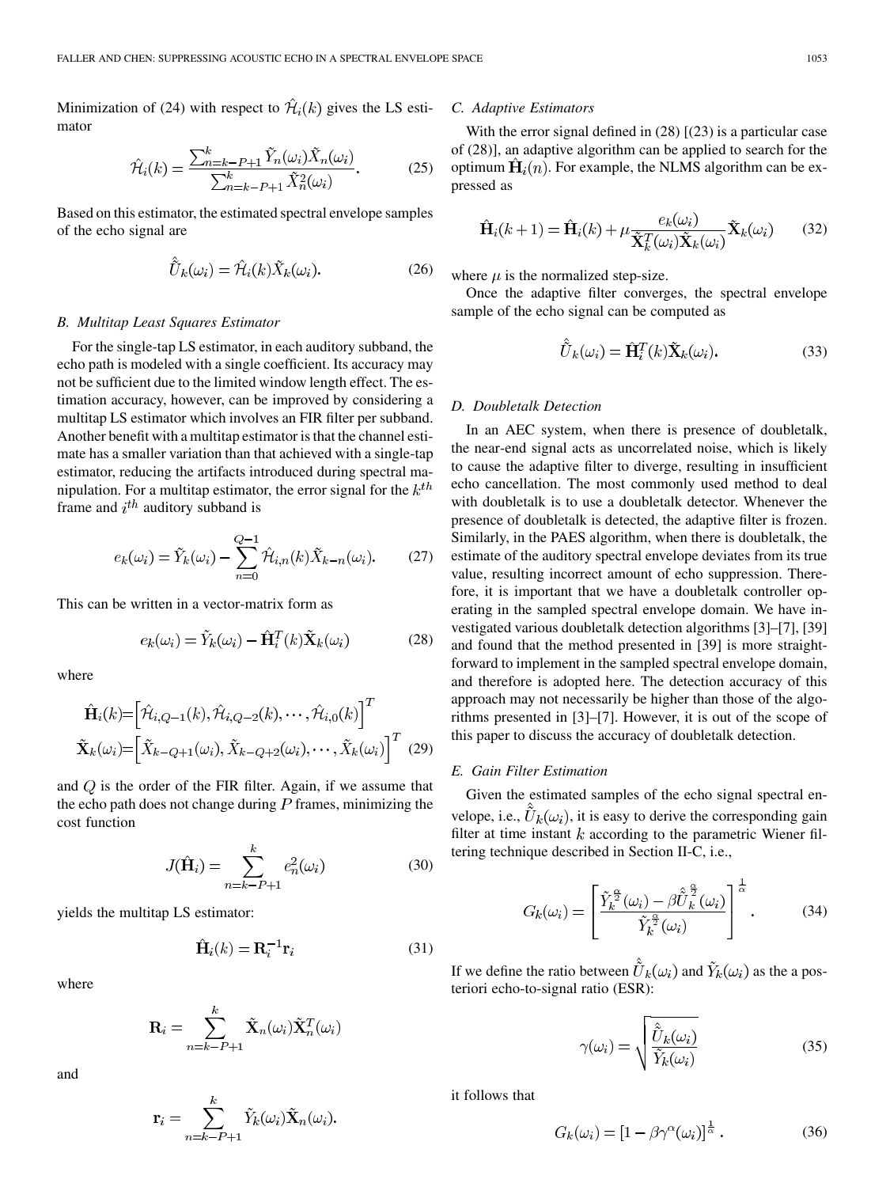Minimization of (24) with respect to $\hat{\mathcal{H}}_i(k)$ gives the LS estimator

$$\hat{\mathcal{H}}_i(k) = \frac{\sum_{n=k-P+1}^{k} \tilde{Y}_n(\omega_i)\tilde{X}_n(\omega_i)}{\sum_{n=k-P+1}^{k} \tilde{X}_n^2(\omega_i)}. \tag{25}$$

Based on this estimator, the estimated spectral envelope samples of the echo signal are

$$\hat{\tilde{U}}_k(\omega_i) = \hat{\mathcal{H}}_i(k)\tilde{X}_k(\omega_i). \tag{26}$$

### B. Multitap Least Squares Estimator

For the single-tap LS estimator, in each auditory subband, the echo path is modeled with a single coefficient. Its accuracy may not be sufficient due to the limited window length effect. The estimation accuracy, however, can be improved by considering a multitap LS estimator which involves an FIR filter per subband. Another benefit with a multitap estimator is that the channel estimate has a smaller variation than that achieved with a single-tap estimator, reducing the artifacts introduced during spectral manipulation. For a multitap estimator, the error signal for the $k^{th}$ frame and $i^{th}$ auditory subband is

$$e_k(\omega_i) = \tilde{Y}_k(\omega_i) - \sum_{n=0}^{Q-1} \hat{\mathcal{H}}_{i,n}(k)\tilde{X}_{k-n}(\omega_i). \tag{27}$$

This can be written in a vector-matrix form as

$$e_k(\omega_i) = \tilde{Y}_k(\omega_i) - \hat{\mathbf{H}}_i^T(k)\tilde{\mathbf{X}}_k(\omega_i) \tag{28}$$

where

$$\hat{\mathbf{H}}_i(k) = \left[\hat{\mathcal{H}}_{i,Q-1}(k), \hat{\mathcal{H}}_{i,Q-2}(k), \cdots, \hat{\mathcal{H}}_{i,0}(k)\right]^T$$
$$\tilde{\mathbf{X}}_k(\omega_i) = \left[\tilde{X}_{k-Q+1}(\omega_i), \tilde{X}_{k-Q+2}(\omega_i), \cdots, \tilde{X}_k(\omega_i)\right]^T \tag{29}$$

and $Q$ is the order of the FIR filter. Again, if we assume that the echo path does not change during $P$ frames, minimizing the cost function

$$J(\hat{\mathbf{H}}_i) = \sum_{n=k-P+1}^{k} e_n^2(\omega_i) \tag{30}$$

yields the multitap LS estimator:

$$\hat{\mathbf{H}}_i(k) = \mathbf{R}_i^{-1}\mathbf{r}_i \tag{31}$$

where

$$\mathbf{R}_i = \sum_{n=k-P+1}^{k} \tilde{\mathbf{X}}_n(\omega_i)\tilde{\mathbf{X}}_n^T(\omega_i)$$

and

$$\mathbf{r}_i = \sum_{n=k-P+1}^{k} \tilde{Y}_k(\omega_i)\tilde{\mathbf{X}}_n(\omega_i).$$

### C. Adaptive Estimators

With the error signal defined in (28) [(23) is a particular case of (28)], an adaptive algorithm can be applied to search for the optimum $\hat{\mathbf{H}}_i(n)$. For example, the NLMS algorithm can be expressed as

$$\hat{\mathbf{H}}_i(k+1) = \hat{\mathbf{H}}_i(k) + \mu \frac{e_k(\omega_i)}{\tilde{\mathbf{X}}_k^T(\omega_i)\tilde{\mathbf{X}}_k(\omega_i)} \tilde{\mathbf{X}}_k(\omega_i) \tag{32}$$

where $\mu$ is the normalized step-size.

Once the adaptive filter converges, the spectral envelope sample of the echo signal can be computed as

$$\hat{\tilde{U}}_k(\omega_i) = \hat{\mathbf{H}}_i^T(k)\tilde{\mathbf{X}}_k(\omega_i). \tag{33}$$

### D. Doubletalk Detection

In an AEC system, when there is presence of doubletalk, the near-end signal acts as uncorrelated noise, which is likely to cause the adaptive filter to diverge, resulting in insufficient echo cancellation. The most commonly used method to deal with doubletalk is to use a doubletalk detector. Whenever the presence of doubletalk is detected, the adaptive filter is frozen. Similarly, in the PAES algorithm, when there is doubletalk, the estimate of the auditory spectral envelope deviates from its true value, resulting incorrect amount of echo suppression. Therefore, it is important that we have a doubletalk controller operating in the sampled spectral envelope domain. We have investigated various doubletalk detection algorithms [3]–[7], [39] and found that the method presented in [39] is more straightforward to implement in the sampled spectral envelope domain, and therefore is adopted here. The detection accuracy of this approach may not necessarily be higher than those of the algorithms presented in [3]–[7]. However, it is out of the scope of this paper to discuss the accuracy of doubletalk detection.

### E. Gain Filter Estimation

Given the estimated samples of the echo signal spectral envelope, i.e., $\hat{\tilde{U}}_k(\omega_i)$, it is easy to derive the corresponding gain filter at time instant $k$ according to the parametric Wiener filtering technique described in Section II-C, i.e.,

$$G_k(\omega_i) = \left[\frac{\tilde{Y}_k^{\frac{\alpha}{2}}(\omega_i) - \beta\hat{\tilde{U}}_k^{\frac{\alpha}{2}}(\omega_i)}{\tilde{Y}_k^{\frac{\alpha}{2}}(\omega_i)}\right]^{\frac{1}{\alpha}}. \tag{34}$$

If we define the ratio between $\hat{\tilde{U}}_k(\omega_i)$ and $\tilde{Y}_k(\omega_i)$ as the a posteriori echo-to-signal ratio (ESR):

$$\gamma(\omega_i) = \sqrt{\frac{\hat{\tilde{U}}_k(\omega_i)}{\tilde{Y}_k(\omega_i)}} \tag{35}$$

it follows that

$$G_k(\omega_i) = \left[1 - \beta\gamma^{\alpha}(\omega_i)\right]^{\frac{1}{\alpha}}. \tag{36}$$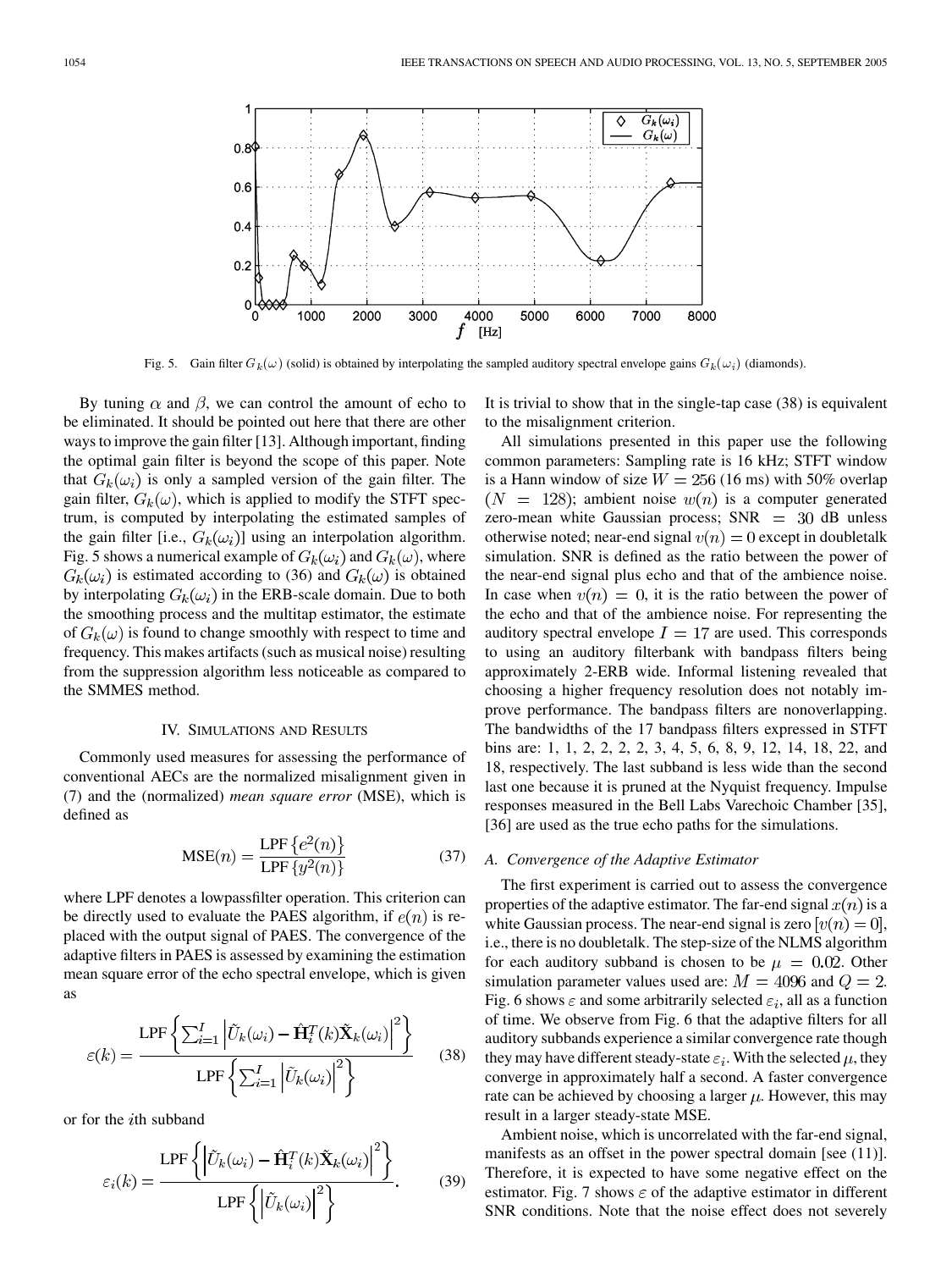Fig. 5. Gain filter $G_k(\omega)$ (solid) is obtained by interpolating the sampled auditory spectral envelope gains $G_k(\omega_i)$ (diamonds).

By tuning $\alpha$ and $\beta$, we can control the amount of echo to be eliminated. It should be pointed out here that there are other ways to improve the gain filter [13]. Although important, finding the optimal gain filter is beyond the scope of this paper. Note that $G_k(\omega_i)$ is only a sampled version of the gain filter. The gain filter, $G_k(\omega)$, which is applied to modify the STFT spectrum, is computed by interpolating the estimated samples of the gain filter [i.e., $G_k(\omega_i)$] using an interpolation algorithm. Fig. 5 shows a numerical example of $G_k(\omega_i)$ and $G_k(\omega)$, where $G_k(\omega_i)$ is estimated according to (36) and $G_k(\omega)$ is obtained by interpolating $G_k(\omega_i)$ in the ERB-scale domain. Due to both the smoothing process and the multitap estimator, the estimate of $G_k(\omega)$ is found to change smoothly with respect to time and frequency. This makes artifacts (such as musical noise) resulting from the suppression algorithm less noticeable as compared to the SMMES method.

## IV. Simulations and Results

Commonly used measures for assessing the performance of conventional AECs are the normalized misalignment given in (7) and the (normalized) *mean square error* (MSE), which is defined as

$$\text{MSE}(n) = \frac{\text{LPF}\{e^2(n)\}}{\text{LPF}\{y^2(n)\}} \tag{37}$$

where LPF denotes a lowpassfilter operation. This criterion can be directly used to evaluate the PAES algorithm, if $e(n)$ is replaced with the output signal of PAES. The convergence of the adaptive filters in PAES is assessed by examining the estimation mean square error of the echo spectral envelope, which is given as

$$\varepsilon(k) = \frac{\text{LPF}\left\{\sum_{i=1}^{I}\left|\tilde{U}_k(\omega_i) - \hat{\mathbf{H}}_i^T(k)\tilde{\mathbf{X}}_k(\omega_i)\right|^2\right\}}{\text{LPF}\left\{\sum_{i=1}^{I}\left|\tilde{U}_k(\omega_i)\right|^2\right\}} \tag{38}$$

or for the $i$th subband

$$\varepsilon_i(k) = \frac{\text{LPF}\left\{\left|\tilde{U}_k(\omega_i) - \hat{\mathbf{H}}_i^T(k)\tilde{\mathbf{X}}_k(\omega_i)\right|^2\right\}}{\text{LPF}\left\{\left|\tilde{U}_k(\omega_i)\right|^2\right\}}. \tag{39}$$

It is trivial to show that in the single-tap case (38) is equivalent to the misalignment criterion.

All simulations presented in this paper use the following common parameters: Sampling rate is 16 kHz; STFT window is a Hann window of size $W = 256$ (16 ms) with 50% overlap ($N = 128$); ambient noise $w(n)$ is a computer generated zero-mean white Gaussian process; SNR $= 30$ dB unless otherwise noted; near-end signal $v(n) = 0$ except in doubletalk simulation. SNR is defined as the ratio between the power of the near-end signal plus echo and that of the ambience noise. In case when $v(n) = 0$, it is the ratio between the power of the echo and that of the ambience noise. For representing the auditory spectral envelope $I = 17$ are used. This corresponds to using an auditory filterbank with bandpass filters being approximately 2-ERB wide. Informal listening revealed that choosing a higher frequency resolution does not notably improve performance. The bandpass filters are nonoverlapping. The bandwidths of the 17 bandpass filters expressed in STFT bins are: 1, 1, 2, 2, 2, 2, 3, 4, 5, 6, 8, 9, 12, 14, 18, 22, and 18, respectively. The last subband is less wide than the second last one because it is pruned at the Nyquist frequency. Impulse responses measured in the Bell Labs Varechoic Chamber [35], [36] are used as the true echo paths for the simulations.

### A. Convergence of the Adaptive Estimator

The first experiment is carried out to assess the convergence properties of the adaptive estimator. The far-end signal $x(n)$ is a white Gaussian process. The near-end signal is zero [$v(n) = 0$], i.e., there is no doubletalk. The step-size of the NLMS algorithm for each auditory subband is chosen to be $\mu = 0.02$. Other simulation parameter values used are: $M = 4096$ and $Q = 2$. Fig. 6 shows $\varepsilon$ and some arbitrarily selected $\varepsilon_i$, all as a function of time. We observe from Fig. 6 that the adaptive filters for all auditory subbands experience a similar convergence rate though they may have different steady-state $\varepsilon_i$. With the selected $\mu$, they converge in approximately half a second. A faster convergence rate can be achieved by choosing a larger $\mu$. However, this may result in a larger steady-state MSE.

Ambient noise, which is uncorrelated with the far-end signal, manifests as an offset in the power spectral domain [see (11)]. Therefore, it is expected to have some negative effect on the estimator. Fig. 7 shows $\varepsilon$ of the adaptive estimator in different SNR conditions. Note that the noise effect does not severely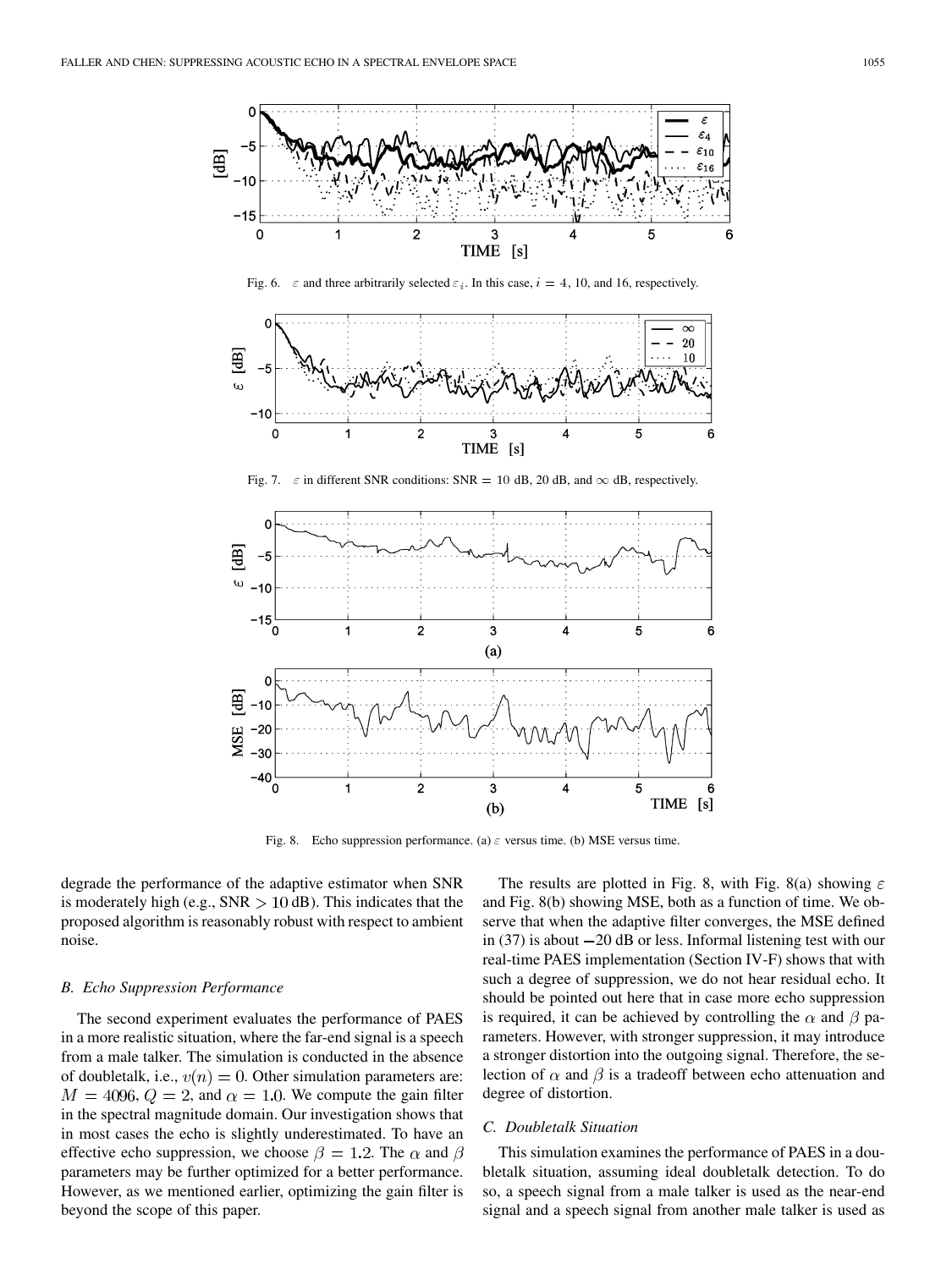Fig. 6. $\varepsilon$ and three arbitrarily selected $\varepsilon_i$. In this case, $i = 4$, 10, and 16, respectively.

Fig. 7. $\varepsilon$ in different SNR conditions: SNR $= 10$ dB, 20 dB, and $\infty$ dB, respectively.

Fig. 8. Echo suppression performance. (a) $\varepsilon$ versus time. (b) MSE versus time.

degrade the performance of the adaptive estimator when SNR is moderately high (e.g., SNR $> 10$ dB). This indicates that the proposed algorithm is reasonably robust with respect to ambient noise.

### B. Echo Suppression Performance

The second experiment evaluates the performance of PAES in a more realistic situation, where the far-end signal is a speech from a male talker. The simulation is conducted in the absence of doubletalk, i.e., $v(n) = 0$. Other simulation parameters are: $M = 4096$, $Q = 2$, and $\alpha = 1.0$. We compute the gain filter in the spectral magnitude domain. Our investigation shows that in most cases the echo is slightly underestimated. To have an effective echo suppression, we choose $\beta = 1.2$. The $\alpha$ and $\beta$ parameters may be further optimized for a better performance. However, as we mentioned earlier, optimizing the gain filter is beyond the scope of this paper.

The results are plotted in Fig. 8, with Fig. 8(a) showing $\varepsilon$ and Fig. 8(b) showing MSE, both as a function of time. We observe that when the adaptive filter converges, the MSE defined in (37) is about $-20$ dB or less. Informal listening test with our real-time PAES implementation (Section IV-F) shows that with such a degree of suppression, we do not hear residual echo. It should be pointed out here that in case more echo suppression is required, it can be achieved by controlling the $\alpha$ and $\beta$ parameters. However, with stronger suppression, it may introduce a stronger distortion into the outgoing signal. Therefore, the selection of $\alpha$ and $\beta$ is a tradeoff between echo attenuation and degree of distortion.

### C. Doubletalk Situation

This simulation examines the performance of PAES in a doubletalk situation, assuming ideal doubletalk detection. To do so, a speech signal from a male talker is used as the near-end signal and a speech signal from another male talker is used as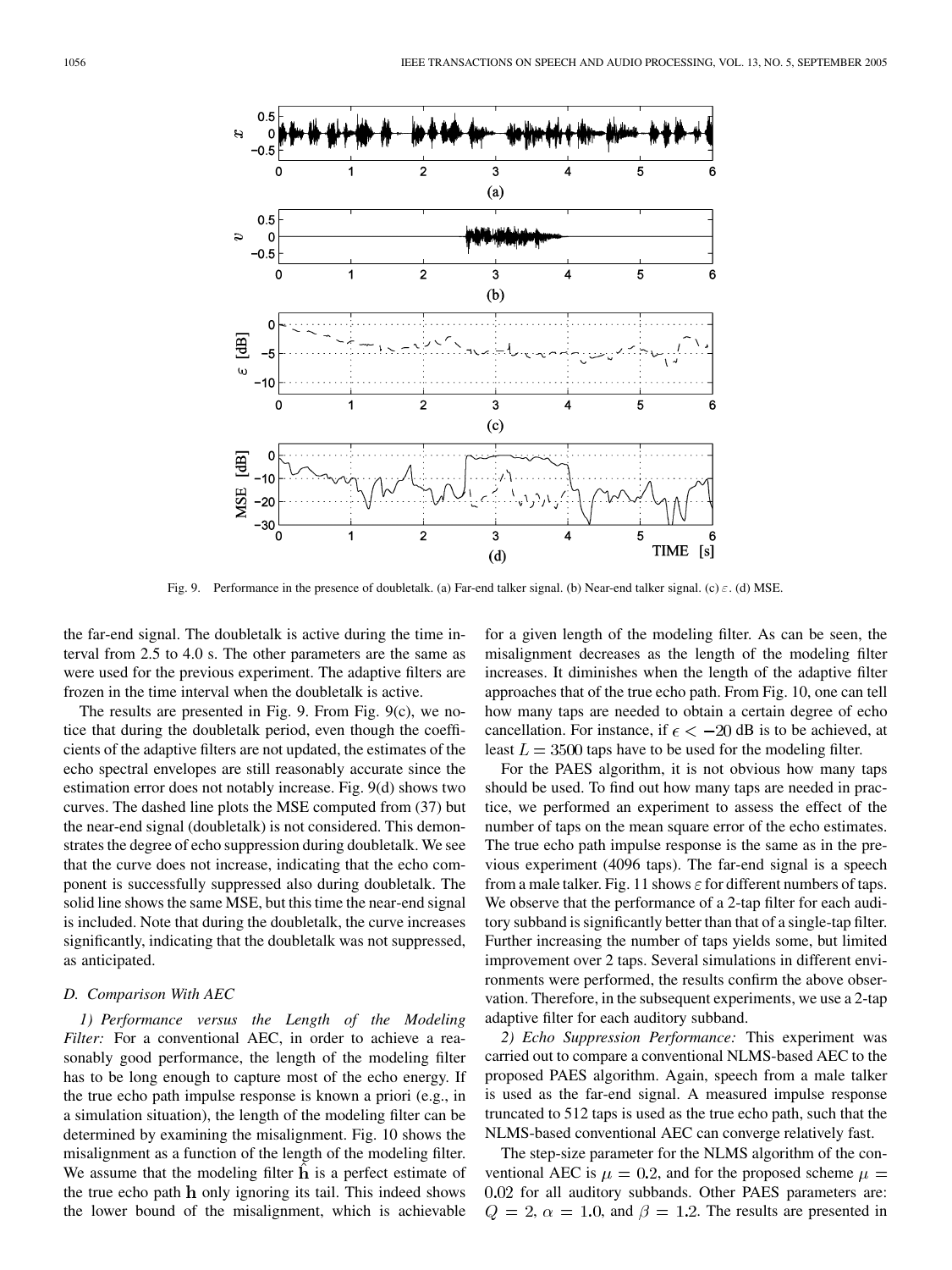Fig. 9. Performance in the presence of doubletalk. (a) Far-end talker signal. (b) Near-end talker signal. (c) $\varepsilon$. (d) MSE.

the far-end signal. The doubletalk is active during the time interval from 2.5 to 4.0 s. The other parameters are the same as were used for the previous experiment. The adaptive filters are frozen in the time interval when the doubletalk is active.

The results are presented in Fig. 9. From Fig. 9(c), we notice that during the doubletalk period, even though the coefficients of the adaptive filters are not updated, the estimates of the echo spectral envelopes are still reasonably accurate since the estimation error does not notably increase. Fig. 9(d) shows two curves. The dashed line plots the MSE computed from (37) but the near-end signal (doubletalk) is not considered. This demonstrates the degree of echo suppression during doubletalk. We see that the curve does not increase, indicating that the echo component is successfully suppressed also during doubletalk. The solid line shows the same MSE, but this time the near-end signal is included. Note that during the doubletalk, the curve increases significantly, indicating that the doubletalk was not suppressed, as anticipated.

### D. Comparison With AEC

*1) Performance versus the Length of the Modeling Filter:* For a conventional AEC, in order to achieve a reasonably good performance, the length of the modeling filter has to be long enough to capture most of the echo energy. If the true echo path impulse response is known a priori (e.g., in a simulation situation), the length of the modeling filter can be determined by examining the misalignment. Fig. 10 shows the misalignment as a function of the length of the modeling filter. We assume that the modeling filter $\hat{\mathbf{h}}$ is a perfect estimate of the true echo path $\mathbf{h}$ only ignoring its tail. This indeed shows the lower bound of the misalignment, which is achievable for a given length of the modeling filter. As can be seen, the misalignment decreases as the length of the modeling filter increases. It diminishes when the length of the adaptive filter approaches that of the true echo path. From Fig. 10, one can tell how many taps are needed to obtain a certain degree of echo cancellation. For instance, if $\epsilon < -20$ dB is to be achieved, at least $L = 3500$ taps have to be used for the modeling filter.

For the PAES algorithm, it is not obvious how many taps should be used. To find out how many taps are needed in practice, we performed an experiment to assess the effect of the number of taps on the mean square error of the echo estimates. The true echo path impulse response is the same as in the previous experiment (4096 taps). The far-end signal is a speech from a male talker. Fig. 11 shows $\varepsilon$ for different numbers of taps. We observe that the performance of a 2-tap filter for each auditory subband is significantly better than that of a single-tap filter. Further increasing the number of taps yields some, but limited improvement over 2 taps. Several simulations in different environments were performed, the results confirm the above observation. Therefore, in the subsequent experiments, we use a 2-tap adaptive filter for each auditory subband.

*2) Echo Suppression Performance:* This experiment was carried out to compare a conventional NLMS-based AEC to the proposed PAES algorithm. Again, speech from a male talker is used as the far-end signal. A measured impulse response truncated to 512 taps is used as the true echo path, such that the NLMS-based conventional AEC can converge relatively fast.

The step-size parameter for the NLMS algorithm of the conventional AEC is $\mu = 0.2$, and for the proposed scheme $\mu = 0.02$ for all auditory subbands. Other PAES parameters are: $Q = 2$, $\alpha = 1.0$, and $\beta = 1.2$. The results are presented in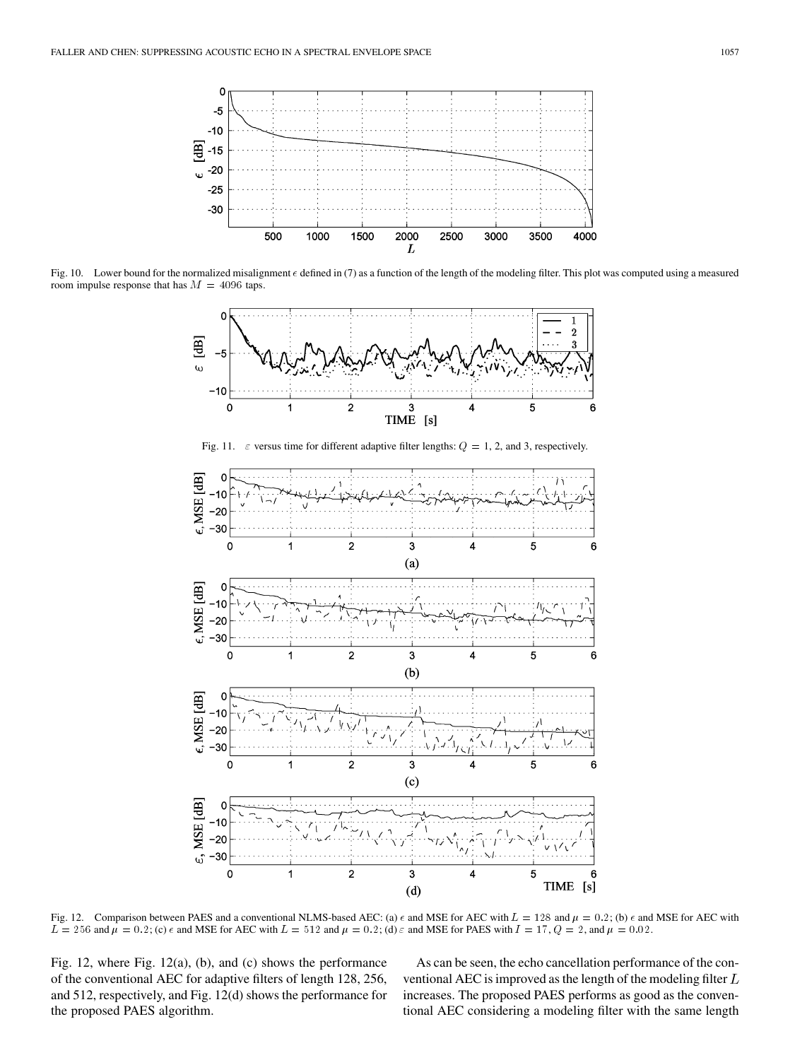Fig. 10. Lower bound for the normalized misalignment $\epsilon$ defined in (7) as a function of the length of the modeling filter. This plot was computed using a measured room impulse response that has $M = 4096$ taps.

Fig. 11. $\varepsilon$ versus time for different adaptive filter lengths: $Q = 1$, 2, and 3, respectively.

Fig. 12. Comparison between PAES and a conventional NLMS-based AEC: (a) $\epsilon$ and MSE for AEC with $L = 128$ and $\mu = 0.2$; (b) $\epsilon$ and MSE for AEC with $L = 256$ and $\mu = 0.2$; (c) $\epsilon$ and MSE for AEC with $L = 512$ and $\mu = 0.2$; (d) $\varepsilon$ and MSE for PAES with $I = 17$, $Q = 2$, and $\mu = 0.02$.

Fig. 12, where Fig. 12(a), (b), and (c) shows the performance of the conventional AEC for adaptive filters of length 128, 256, and 512, respectively, and Fig. 12(d) shows the performance for the proposed PAES algorithm.

As can be seen, the echo cancellation performance of the conventional AEC is improved as the length of the modeling filter $L$ increases. The proposed PAES performs as good as the conventional AEC considering a modeling filter with the same length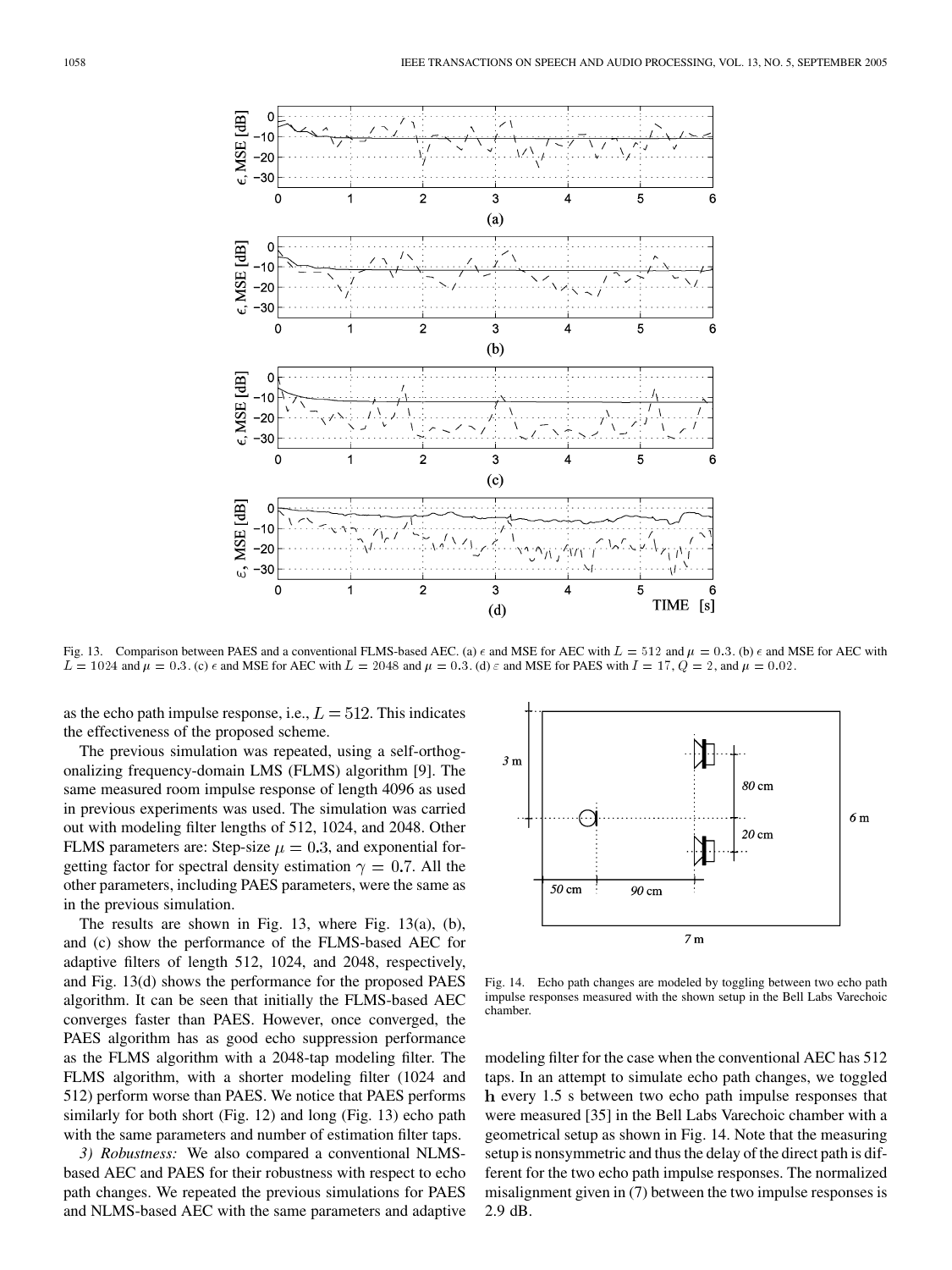Fig. 13. Comparison between PAES and a conventional FLMS-based AEC. (a) $\epsilon$ and MSE for AEC with $L = 512$ and $\mu = 0.3$. (b) $\epsilon$ and MSE for AEC with $L = 1024$ and $\mu = 0.3$. (c) $\epsilon$ and MSE for AEC with $L = 2048$ and $\mu = 0.3$. (d) $\varepsilon$ and MSE for PAES with $I = 17$, $Q = 2$, and $\mu = 0.02$.

as the echo path impulse response, i.e., $L = 512$. This indicates the effectiveness of the proposed scheme.

The previous simulation was repeated, using a self-orthogonalizing frequency-domain LMS (FLMS) algorithm [9]. The same measured room impulse response of length 4096 as used in previous experiments was used. The simulation was carried out with modeling filter lengths of 512, 1024, and 2048. Other FLMS parameters are: Step-size $\mu = 0.3$, and exponential forgetting factor for spectral density estimation $\gamma = 0.7$. All the other parameters, including PAES parameters, were the same as in the previous simulation.

The results are shown in Fig. 13, where Fig. 13(a), (b), and (c) show the performance of the FLMS-based AEC for adaptive filters of length 512, 1024, and 2048, respectively, and Fig. 13(d) shows the performance for the proposed PAES algorithm. It can be seen that initially the FLMS-based AEC converges faster than PAES. However, once converged, the PAES algorithm has as good echo suppression performance as the FLMS algorithm with a 2048-tap modeling filter. The FLMS algorithm, with a shorter modeling filter (1024 and 512) perform worse than PAES. We notice that PAES performs similarly for both short (Fig. 12) and long (Fig. 13) echo path with the same parameters and number of estimation filter taps.

*3) Robustness:* We also compared a conventional NLMS-based AEC and PAES for their robustness with respect to echo path changes. We repeated the previous simulations for PAES and NLMS-based AEC with the same parameters and adaptive modeling filter for the case when the conventional AEC has 512 taps. In an attempt to simulate echo path changes, we toggled $\mathbf{h}$ every 1.5 s between two echo path impulse responses that were measured [35] in the Bell Labs Varechoic chamber with a geometrical setup as shown in Fig. 14. Note that the measuring setup is nonsymmetric and thus the delay of the direct path is different for the two echo path impulse responses. The normalized misalignment given in (7) between the two impulse responses is 2.9 dB.

Fig. 14. Echo path changes are modeled by toggling between two echo path impulse responses measured with the shown setup in the Bell Labs Varechoic chamber.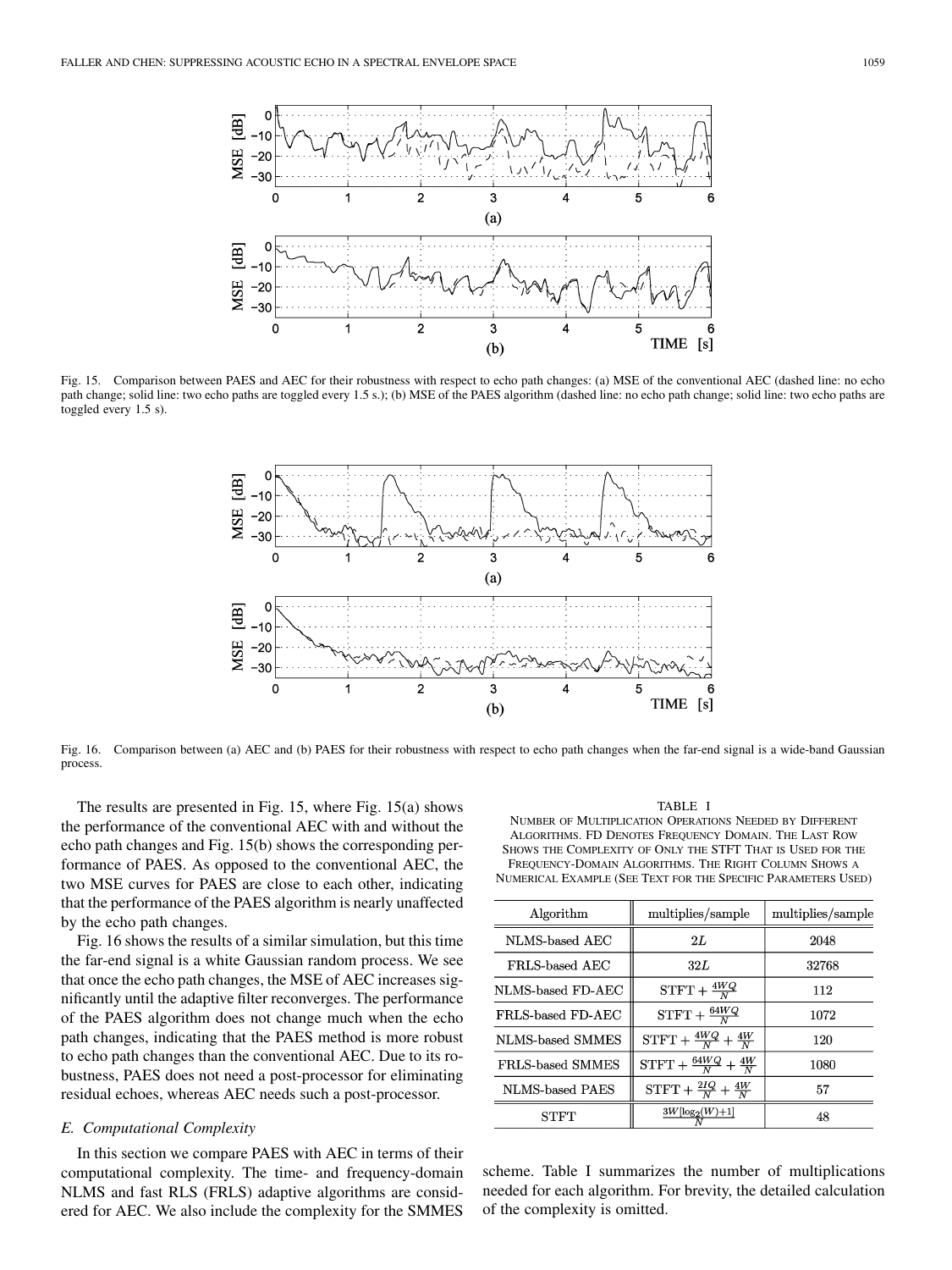Fig. 15. Comparison between PAES and AEC for their robustness with respect to echo path changes: (a) MSE of the conventional AEC (dashed line: no echo path change; solid line: two echo paths are toggled every 1.5 s.); (b) MSE of the PAES algorithm (dashed line: no echo path change; solid line: two echo paths are toggled every 1.5 s).

Fig. 16. Comparison between (a) AEC and (b) PAES for their robustness with respect to echo path changes when the far-end signal is a wide-band Gaussian process.

The results are presented in Fig. 15, where Fig. 15(a) shows the performance of the conventional AEC with and without the echo path changes and Fig. 15(b) shows the corresponding performance of PAES. As opposed to the conventional AEC, the two MSE curves for PAES are close to each other, indicating that the performance of the PAES algorithm is nearly unaffected by the echo path changes.

Fig. 16 shows the results of a similar simulation, but this time the far-end signal is a white Gaussian random process. We see that once the echo path changes, the MSE of AEC increases significantly until the adaptive filter reconverges. The performance of the PAES algorithm does not change much when the echo path changes, indicating that the PAES method is more robust to echo path changes than the conventional AEC. Due to its robustness, PAES does not need a post-processor for eliminating residual echoes, whereas AEC needs such a post-processor.

### E. Computational Complexity

In this section we compare PAES with AEC in terms of their computational complexity. The time- and frequency-domain NLMS and fast RLS (FRLS) adaptive algorithms are considered for AEC. We also include the complexity for the SMMES scheme. Table I summarizes the number of multiplications needed for each algorithm. For brevity, the detailed calculation of the complexity is omitted.

TABLE I
NUMBER OF MULTIPLICATION OPERATIONS NEEDED BY DIFFERENT ALGORITHMS. FD DENOTES FREQUENCY DOMAIN. THE LAST ROW SHOWS THE COMPLEXITY OF ONLY THE STFT THAT IS USED FOR THE FREQUENCY-DOMAIN ALGORITHMS. THE RIGHT COLUMN SHOWS A NUMERICAL EXAMPLE (SEE TEXT FOR THE SPECIFIC PARAMETERS USED)

| Algorithm | multiplies/sample | multiplies/sample |
|---|---|---|
| NLMS-based AEC | $2L$ | 2048 |
| FRLS-based AEC | $32L$ | 32768 |
| NLMS-based FD-AEC | $\text{STFT} + \frac{4WQ}{N}$ | 112 |
| FRLS-based FD-AEC | $\text{STFT} + \frac{64WQ}{N}$ | 1072 |
| NLMS-based SMMES | $\text{STFT} + \frac{4WQ}{N} + \frac{4W}{N}$ | 120 |
| FRLS-based SMMES | $\text{STFT} + \frac{64WQ}{N} + \frac{4W}{N}$ | 1080 |
| NLMS-based PAES | $\text{STFT} + \frac{2IQ}{N} + \frac{4W}{N}$ | 57 |
| STFT | $\frac{3W[\log_2(W)+1]}{N}$ | 48 |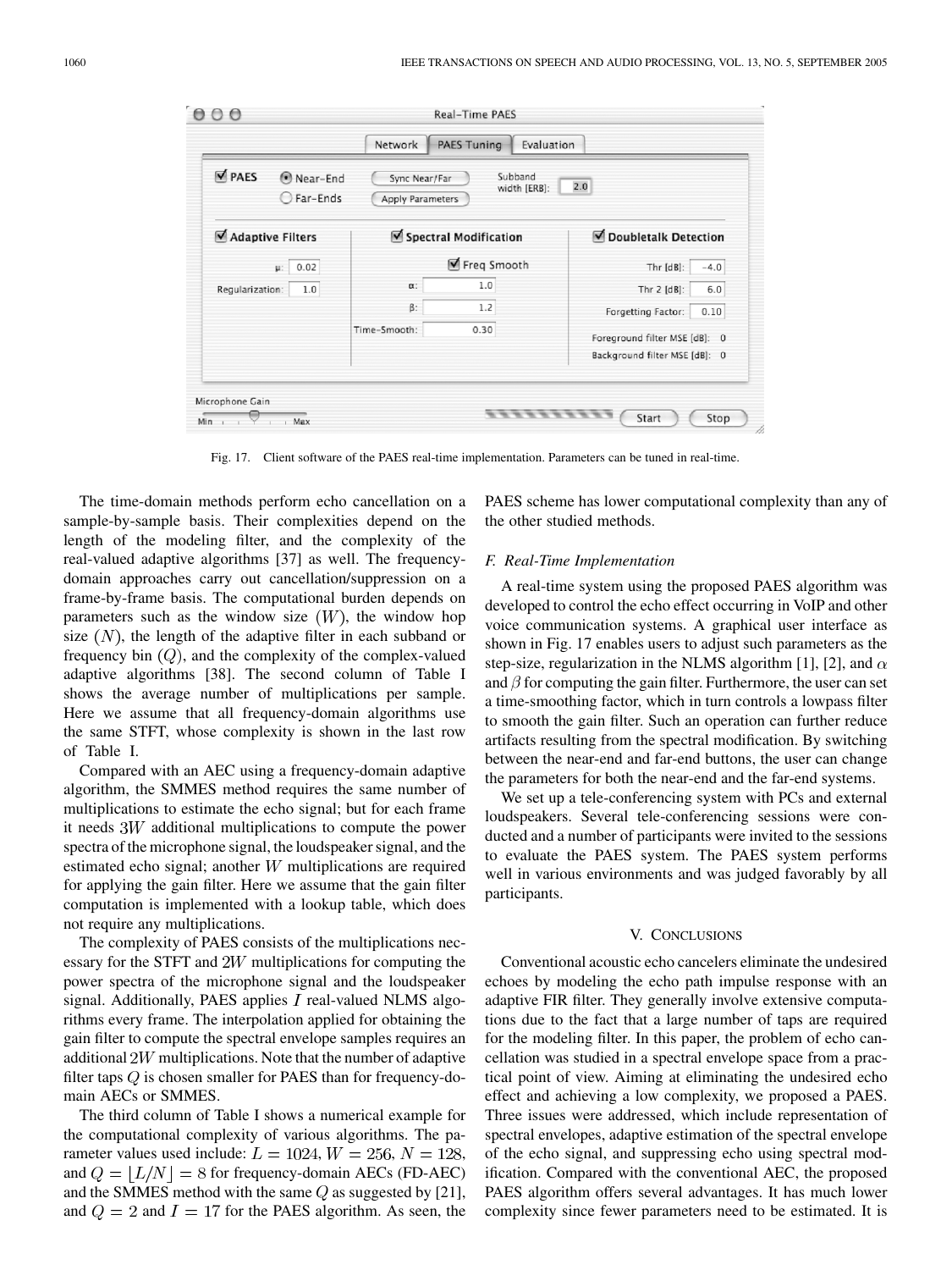Fig. 17. Client software of the PAES real-time implementation. Parameters can be tuned in real-time.

The time-domain methods perform echo cancellation on a sample-by-sample basis. Their complexities depend on the length of the modeling filter, and the complexity of the real-valued adaptive algorithms [37] as well. The frequency-domain approaches carry out cancellation/suppression on a frame-by-frame basis. The computational burden depends on parameters such as the window size $(W)$, the window hop size $(N)$, the length of the adaptive filter in each subband or frequency bin $(Q)$, and the complexity of the complex-valued adaptive algorithms [38]. The second column of Table I shows the average number of multiplications per sample. Here we assume that all frequency-domain algorithms use the same STFT, whose complexity is shown in the last row of Table I.

Compared with an AEC using a frequency-domain adaptive algorithm, the SMMES method requires the same number of multiplications to estimate the echo signal; but for each frame it needs $3W$ additional multiplications to compute the power spectra of the microphone signal, the loudspeaker signal, and the estimated echo signal; another $W$ multiplications are required for applying the gain filter. Here we assume that the gain filter computation is implemented with a lookup table, which does not require any multiplications.

The complexity of PAES consists of the multiplications necessary for the STFT and $2W$ multiplications for computing the power spectra of the microphone signal and the loudspeaker signal. Additionally, PAES applies $I$ real-valued NLMS algorithms every frame. The interpolation applied for obtaining the gain filter to compute the spectral envelope samples requires an additional $2W$ multiplications. Note that the number of adaptive filter taps $Q$ is chosen smaller for PAES than for frequency-domain AECs or SMMES.

The third column of Table I shows a numerical example for the computational complexity of various algorithms. The parameter values used include: $L = 1024$, $W = 256$, $N = 128$, and $Q = \lfloor L/N \rfloor = 8$ for frequency-domain AECs (FD-AEC) and the SMMES method with the same $Q$ as suggested by [21], and $Q = 2$ and $I = 17$ for the PAES algorithm. As seen, the PAES scheme has lower computational complexity than any of the other studied methods.

### F. Real-Time Implementation

A real-time system using the proposed PAES algorithm was developed to control the echo effect occurring in VoIP and other voice communication systems. A graphical user interface as shown in Fig. 17 enables users to adjust such parameters as the step-size, regularization in the NLMS algorithm [1], [2], and $\alpha$ and $\beta$ for computing the gain filter. Furthermore, the user can set a time-smoothing factor, which in turn controls a lowpass filter to smooth the gain filter. Such an operation can further reduce artifacts resulting from the spectral modification. By switching between the near-end and far-end buttons, the user can change the parameters for both the near-end and the far-end systems.

We set up a tele-conferencing system with PCs and external loudspeakers. Several tele-conferencing sessions were conducted and a number of participants were invited to the sessions to evaluate the PAES system. The PAES system performs well in various environments and was judged favorably by all participants.

## V. Conclusions

Conventional acoustic echo cancelers eliminate the undesired echoes by modeling the echo path impulse response with an adaptive FIR filter. They generally involve extensive computations due to the fact that a large number of taps are required for the modeling filter. In this paper, the problem of echo cancellation was studied in a spectral envelope space from a practical point of view. Aiming at eliminating the undesired echo effect and achieving a low complexity, we proposed a PAES. Three issues were addressed, which include representation of spectral envelopes, adaptive estimation of the spectral envelope of the echo signal, and suppressing echo using spectral modification. Compared with the conventional AEC, the proposed PAES algorithm offers several advantages. It has much lower complexity since fewer parameters need to be estimated. It is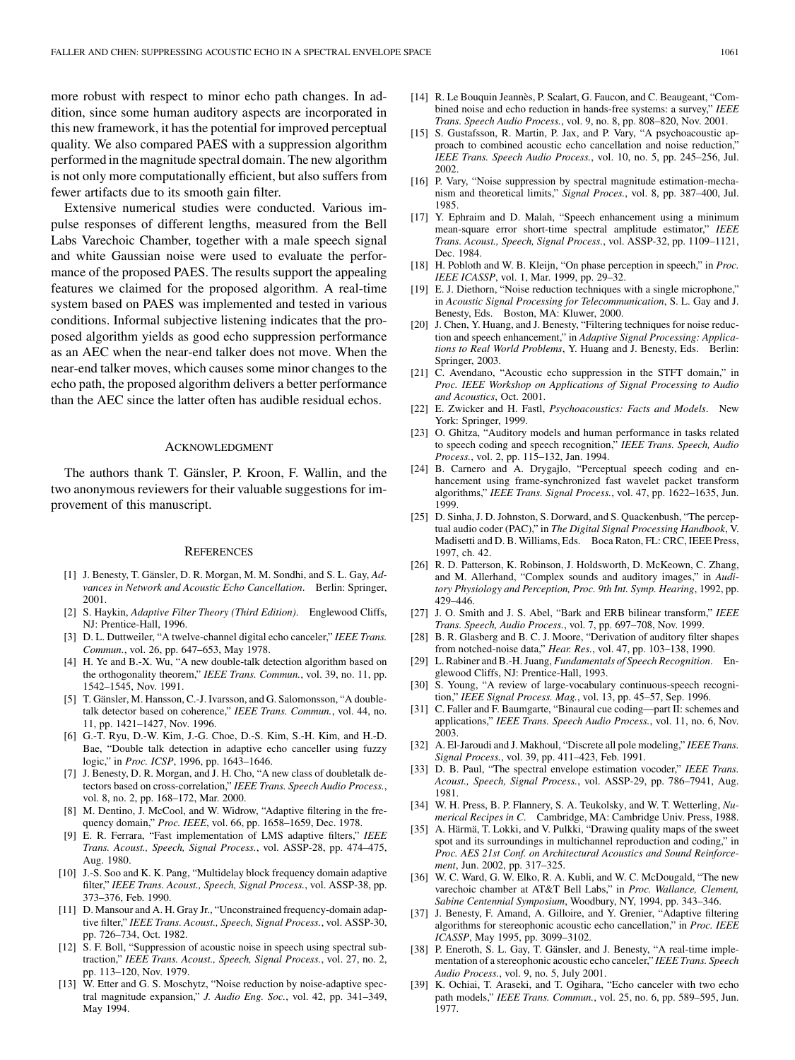more robust with respect to minor echo path changes. In addition, since some human auditory aspects are incorporated in this new framework, it has the potential for improved perceptual quality. We also compared PAES with a suppression algorithm performed in the magnitude spectral domain. The new algorithm is not only more computationally efficient, but also suffers from fewer artifacts due to its smooth gain filter.

Extensive numerical studies were conducted. Various impulse responses of different lengths, measured from the Bell Labs Varechoic Chamber, together with a male speech signal and white Gaussian noise were used to evaluate the performance of the proposed PAES. The results support the appealing features we claimed for the proposed algorithm. A real-time system based on PAES was implemented and tested in various conditions. Informal subjective listening indicates that the proposed algorithm yields as good echo suppression performance as an AEC when the near-end talker does not move. When the near-end talker moves, which causes some minor changes to the echo path, the proposed algorithm delivers a better performance than the AEC since the latter often has audible residual echos.

## Acknowledgment

The authors thank T. Gänsler, P. Kroon, F. Wallin, and the two anonymous reviewers for their valuable suggestions for improvement of this manuscript.

## References

[1] J. Benesty, T. Gänsler, D. R. Morgan, M. M. Sondhi, and S. L. Gay, *Advances in Network and Acoustic Echo Cancellation*. Berlin: Springer, 2001.

[2] S. Haykin, *Adaptive Filter Theory (Third Edition)*. Englewood Cliffs, NJ: Prentice-Hall, 1996.

[3] D. L. Duttweiler, "A twelve-channel digital echo canceler," *IEEE Trans. Commun.*, vol. 26, pp. 647–653, May 1978.

[4] H. Ye and B.-X. Wu, "A new double-talk detection algorithm based on the orthogonality theorem," *IEEE Trans. Commun.*, vol. 39, no. 11, pp. 1542–1545, Nov. 1991.

[5] T. Gänsler, M. Hansson, C.-J. Ivarsson, and G. Salomonsson, "A double-talk detector based on coherence," *IEEE Trans. Commun.*, vol. 44, no. 11, pp. 1421–1427, Nov. 1996.

[6] G.-T. Ryu, D.-W. Kim, J.-G. Choe, D.-S. Kim, S.-H. Kim, and H.-D. Bae, "Double talk detection in adaptive echo canceller using fuzzy logic," in *Proc. ICSP*, 1996, pp. 1643–1646.

[7] J. Benesty, D. R. Morgan, and J. H. Cho, "A new class of doubletalk detectors based on cross-correlation," *IEEE Trans. Speech Audio Process.*, vol. 8, no. 2, pp. 168–172, Mar. 2000.

[8] M. Dentino, J. McCool, and W. Widrow, "Adaptive filtering in the frequency domain," *Proc. IEEE*, vol. 66, pp. 1658–1659, Dec. 1978.

[9] E. R. Ferrara, "Fast implementation of LMS adaptive filters," *IEEE Trans. Acoust., Speech, Signal Process.*, vol. ASSP-28, pp. 474–475, Aug. 1980.

[10] J.-S. Soo and K. K. Pang, "Multidelay block frequency domain adaptive filter," *IEEE Trans. Acoust., Speech, Signal Process.*, vol. ASSP-38, pp. 373–376, Feb. 1990.

[11] D. Mansour and A. H. Gray Jr., "Unconstrained frequency-domain adaptive filter," *IEEE Trans. Acoust., Speech, Signal Process.*, vol. ASSP-30, pp. 726–734, Oct. 1982.

[12] S. F. Boll, "Suppression of acoustic noise in speech using spectral subtraction," *IEEE Trans. Acoust., Speech, Signal Process.*, vol. 27, no. 2, pp. 113–120, Nov. 1979.

[13] W. Etter and G. S. Moschytz, "Noise reduction by noise-adaptive spectral magnitude expansion," *J. Audio Eng. Soc.*, vol. 42, pp. 341–349, May 1994.

[14] R. Le Bouquin Jeannès, P. Scalart, G. Faucon, and C. Beaugeant, "Combined noise and echo reduction in hands-free systems: a survey," *IEEE Trans. Speech Audio Process.*, vol. 9, no. 8, pp. 808–820, Nov. 2001.

[15] S. Gustafsson, R. Martin, P. Jax, and P. Vary, "A psychoacoustic approach to combined acoustic echo cancellation and noise reduction," *IEEE Trans. Speech Audio Process.*, vol. 10, no. 5, pp. 245–256, Jul. 2002.

[16] P. Vary, "Noise suppression by spectral magnitude estimation-mechanism and theoretical limits," *Signal Proces.*, vol. 8, pp. 387–400, Jul. 1985.

[17] Y. Ephraim and D. Malah, "Speech enhancement using a minimum mean-square error short-time spectral amplitude estimator," *IEEE Trans. Acoust., Speech, Signal Process.*, vol. ASSP-32, pp. 1109–1121, Dec. 1984.

[18] H. Pobloth and W. B. Kleijn, "On phase perception in speech," in *Proc. IEEE ICASSP*, vol. 1, Mar. 1999, pp. 29–32.

[19] E. J. Diethorn, "Noise reduction techniques with a single microphone," in *Acoustic Signal Processing for Telecommunication*, S. L. Gay and J. Benesty, Eds. Boston, MA: Kluwer, 2000.

[20] J. Chen, Y. Huang, and J. Benesty, "Filtering techniques for noise reduction and speech enhancement," in *Adaptive Signal Processing: Applications to Real World Problems*, Y. Huang and J. Benesty, Eds. Berlin: Springer, 2003.

[21] C. Avendano, "Acoustic echo suppression in the STFT domain," in *Proc. IEEE Workshop on Applications of Signal Processing to Audio and Acoustics*, Oct. 2001.

[22] E. Zwicker and H. Fastl, *Psychoacoustics: Facts and Models*. New York: Springer, 1999.

[23] O. Ghitza, "Auditory models and human performance in tasks related to speech coding and speech recognition," *IEEE Trans. Speech, Audio Process.*, vol. 2, pp. 115–132, Jan. 1994.

[24] B. Carnero and A. Drygajlo, "Perceptual speech coding and enhancement using frame-synchronized fast wavelet packet transform algorithms," *IEEE Trans. Signal Process.*, vol. 47, pp. 1622–1635, Jun. 1999.

[25] D. Sinha, J. D. Johnston, S. Dorward, and S. Quackenbush, "The perceptual audio coder (PAC)," in *The Digital Signal Processing Handbook*, V. Madisetti and D. B. Williams, Eds. Boca Raton, FL: CRC, IEEE Press, 1997, ch. 42.

[26] R. D. Patterson, K. Robinson, J. Holdsworth, D. McKeown, C. Zhang, and M. Allerhand, "Complex sounds and auditory images," in *Auditory Physiology and Perception, Proc. 9th Int. Symp. Hearing*, 1992, pp. 429–446.

[27] J. O. Smith and J. S. Abel, "Bark and ERB bilinear transform," *IEEE Trans. Speech, Audio Process.*, vol. 7, pp. 697–708, Nov. 1999.

[28] B. R. Glasberg and B. C. J. Moore, "Derivation of auditory filter shapes from notched-noise data," *Hear. Res.*, vol. 47, pp. 103–138, 1990.

[29] L. Rabiner and B.-H. Juang, *Fundamentals of Speech Recognition*. Englewood Cliffs, NJ: Prentice-Hall, 1993.

[30] S. Young, "A review of large-vocabulary continuous-speech recognition," *IEEE Signal Process. Mag.*, vol. 13, pp. 45–57, Sep. 1996.

[31] C. Faller and F. Baumgarte, "Binaural cue coding—part II: schemes and applications," *IEEE Trans. Speech Audio Process.*, vol. 11, no. 6, Nov. 2003.

[32] A. El-Jaroudi and J. Makhoul, "Discrete all pole modeling," *IEEE Trans. Signal Process.*, vol. 39, pp. 411–423, Feb. 1991.

[33] D. B. Paul, "The spectral envelope estimation vocoder," *IEEE Trans. Acoust., Speech, Signal Process.*, vol. ASSP-29, pp. 786–7941, Aug. 1981.

[34] W. H. Press, B. P. Flannery, S. A. Teukolsky, and W. T. Wetterling, *Numerical Recipes in C*. Cambridge, MA: Cambridge Univ. Press, 1988.

[35] A. Härmä, T. Lokki, and V. Pulkki, "Drawing quality maps of the sweet spot and its surroundings in multichannel reproduction and coding," in *Proc. AES 21st Conf. on Architectural Acoustics and Sound Reinforcement*, Jun. 2002, pp. 317–325.

[36] W. C. Ward, G. W. Elko, R. A. Kubli, and W. C. McDougald, "The new varechoic chamber at AT&T Bell Labs," in *Proc. Wallance, Clement, Sabine Centennial Symposium*, Woodbury, NY, 1994, pp. 343–346.

[37] J. Benesty, F. Amand, A. Gilloire, and Y. Grenier, "Adaptive filtering algorithms for stereophonic acoustic echo cancellation," in *Proc. IEEE ICASSP*, May 1995, pp. 3099–3102.

[38] P. Eneroth, S. L. Gay, T. Gänsler, and J. Benesty, "A real-time implementation of a stereophonic acoustic echo canceler," *IEEE Trans. Speech Audio Process.*, vol. 9, no. 5, July 2001.

[39] K. Ochiai, T. Araseki, and T. Ogihara, "Echo canceler with two echo path models," *IEEE Trans. Commun.*, vol. 25, no. 6, pp. 589–595, Jun. 1977.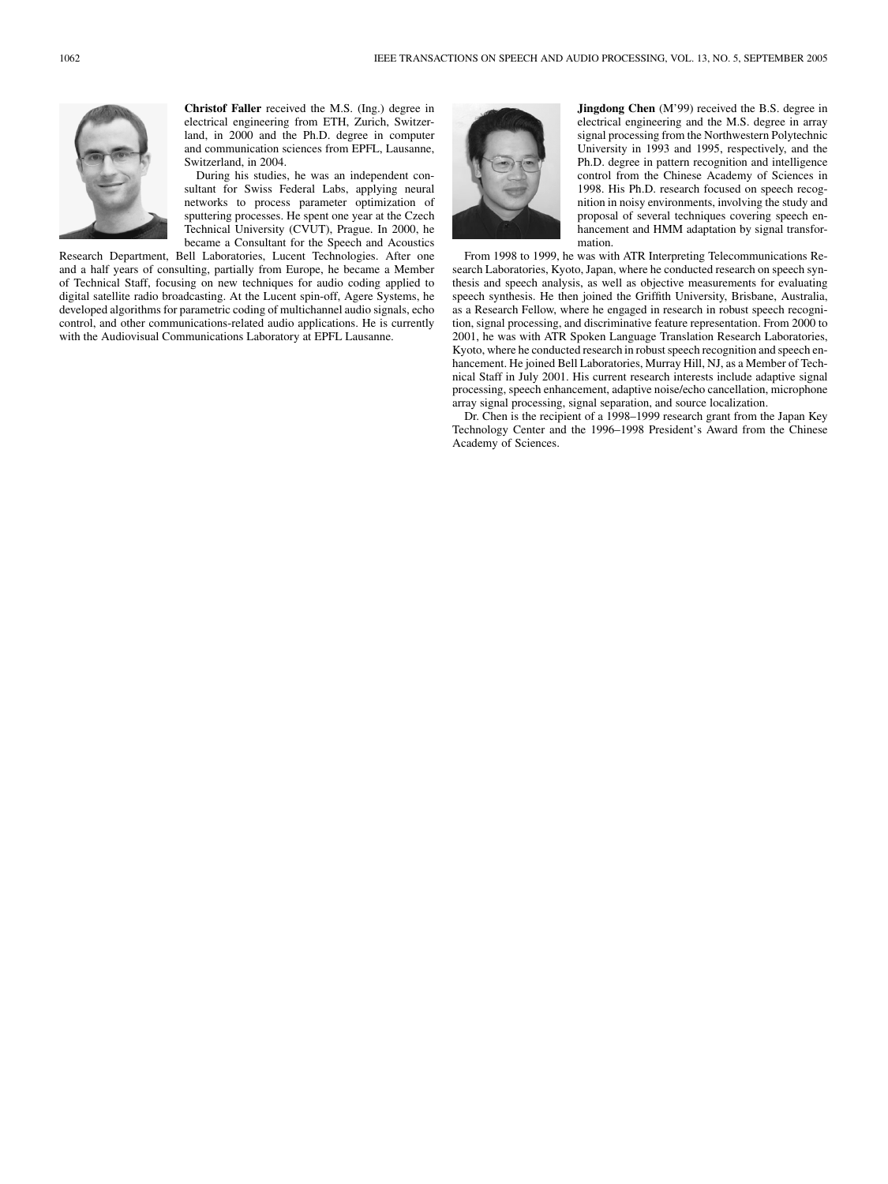**Christof Faller** received the M.S. (Ing.) degree in electrical engineering from ETH, Zurich, Switzerland, in 2000 and the Ph.D. degree in computer and communication sciences from EPFL, Lausanne, Switzerland, in 2004.

During his studies, he was an independent consultant for Swiss Federal Labs, applying neural networks to process parameter optimization of sputtering processes. He spent one year at the Czech Technical University (CVUT), Prague. In 2000, he became a Consultant for the Speech and Acoustics Research Department, Bell Laboratories, Lucent Technologies. After one and a half years of consulting, partially from Europe, he became a Member of Technical Staff, focusing on new techniques for audio coding applied to digital satellite radio broadcasting. At the Lucent spin-off, Agere Systems, he developed algorithms for parametric coding of multichannel audio signals, echo control, and other communications-related audio applications. He is currently with the Audiovisual Communications Laboratory at EPFL Lausanne.

**Jingdong Chen** (M'99) received the B.S. degree in electrical engineering and the M.S. degree in array signal processing from the Northwestern Polytechnic University in 1993 and 1995, respectively, and the Ph.D. degree in pattern recognition and intelligence control from the Chinese Academy of Sciences in 1998. His Ph.D. research focused on speech recognition in noisy environments, involving the study and proposal of several techniques covering speech enhancement and HMM adaptation by signal transformation.

From 1998 to 1999, he was with ATR Interpreting Telecommunications Research Laboratories, Kyoto, Japan, where he conducted research on speech synthesis and speech analysis, as well as objective measurements for evaluating speech synthesis. He then joined the Griffith University, Brisbane, Australia, as a Research Fellow, where he engaged in research in robust speech recognition, signal processing, and discriminative feature representation. From 2000 to 2001, he was with ATR Spoken Language Translation Research Laboratories, Kyoto, where he conducted research in robust speech recognition and speech enhancement. He joined Bell Laboratories, Murray Hill, NJ, as a Member of Technical Staff in July 2001. His current research interests include adaptive signal processing, speech enhancement, adaptive noise/echo cancellation, microphone array signal processing, signal separation, and source localization.

Dr. Chen is the recipient of a 1998–1999 research grant from the Japan Key Technology Center and the 1996–1998 President's Award from the Chinese Academy of Sciences.